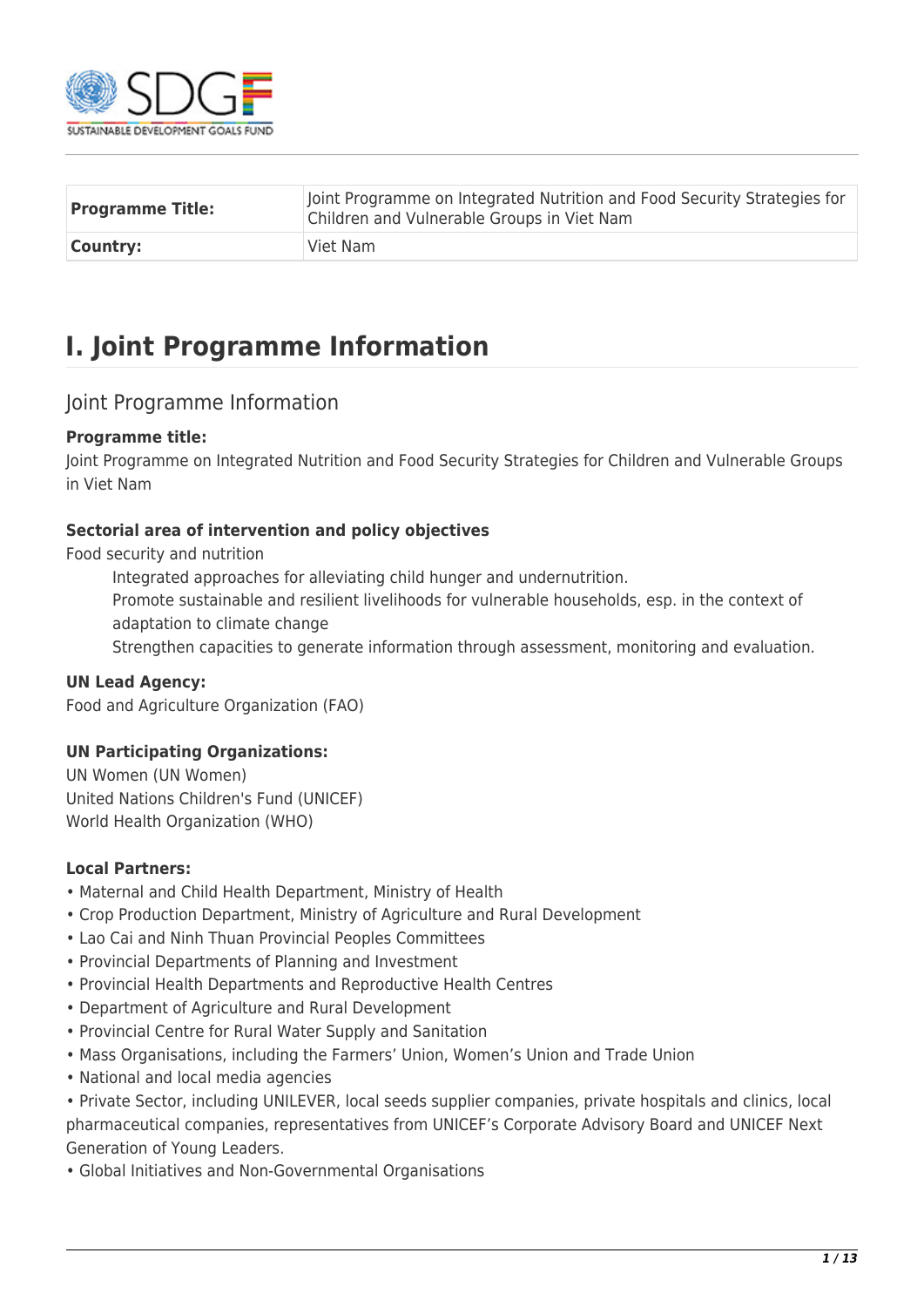| **Programme Title:** | Joint Programme on Integrated Nutrition and Food Security Strategies for Children and Vulnerable Groups in Viet Nam |
| --- | --- |
| **Country:** | Viet Nam |

# I. Joint Programme Information

## Joint Programme Information

**Programme title:**
Joint Programme on Integrated Nutrition and Food Security Strategies for Children and Vulnerable Groups in Viet Nam

**Sectorial area of intervention and policy objectives**
Food security and nutrition

Integrated approaches for alleviating child hunger and undernutrition.
Promote sustainable and resilient livelihoods for vulnerable households, esp. in the context of adaptation to climate change
Strengthen capacities to generate information through assessment, monitoring and evaluation.

**UN Lead Agency:**
Food and Agriculture Organization (FAO)

**UN Participating Organizations:**
UN Women (UN Women)
United Nations Children's Fund (UNICEF)
World Health Organization (WHO)

**Local Partners:**
• Maternal and Child Health Department, Ministry of Health
• Crop Production Department, Ministry of Agriculture and Rural Development
• Lao Cai and Ninh Thuan Provincial Peoples Committees
• Provincial Departments of Planning and Investment
• Provincial Health Departments and Reproductive Health Centres
• Department of Agriculture and Rural Development
• Provincial Centre for Rural Water Supply and Sanitation
• Mass Organisations, including the Farmers' Union, Women's Union and Trade Union
• National and local media agencies
• Private Sector, including UNILEVER, local seeds supplier companies, private hospitals and clinics, local pharmaceutical companies, representatives from UNICEF's Corporate Advisory Board and UNICEF Next Generation of Young Leaders.
• Global Initiatives and Non-Governmental Organisations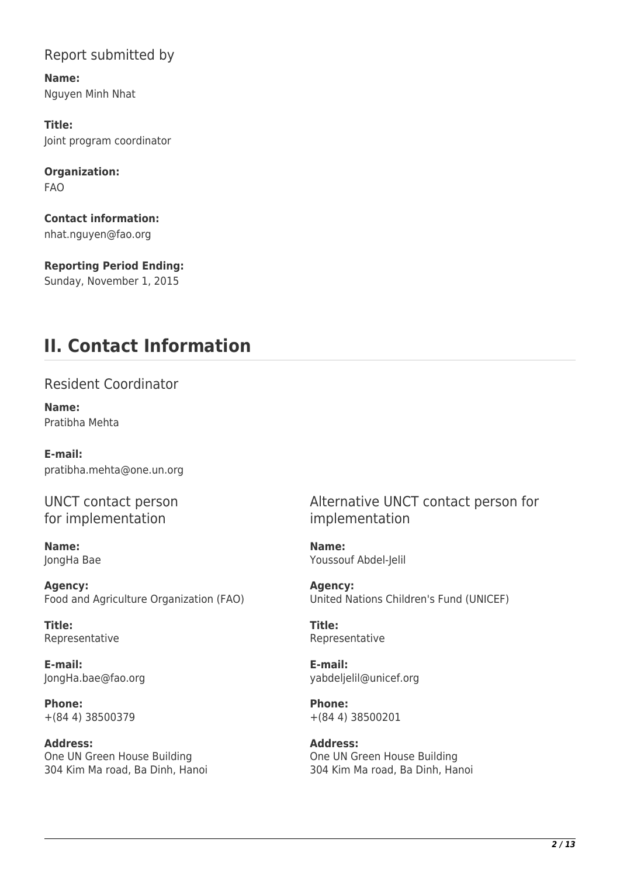### Report submitted by

**Name:**
Nguyen Minh Nhat

**Title:**
Joint program coordinator

**Organization:**
FAO

**Contact information:**
nhat.nguyen@fao.org

**Reporting Period Ending:**
Sunday, November 1, 2015

## II. Contact Information

### Resident Coordinator

**Name:**
Pratibha Mehta

**E-mail:**
pratibha.mehta@one.un.org

### UNCT contact person for implementation

**Name:**
JongHa Bae

**Agency:**
Food and Agriculture Organization (FAO)

**Title:**
Representative

**E-mail:**
JongHa.bae@fao.org

**Phone:**
+(84 4) 38500379

**Address:**
One UN Green House Building
304 Kim Ma road, Ba Dinh, Hanoi

### Alternative UNCT contact person for implementation

**Name:**
Youssouf Abdel-Jelil

**Agency:**
United Nations Children's Fund (UNICEF)

**Title:**
Representative

**E-mail:**
yabdeljelil@unicef.org

**Phone:**
+(84 4) 38500201

**Address:**
One UN Green House Building
304 Kim Ma road, Ba Dinh, Hanoi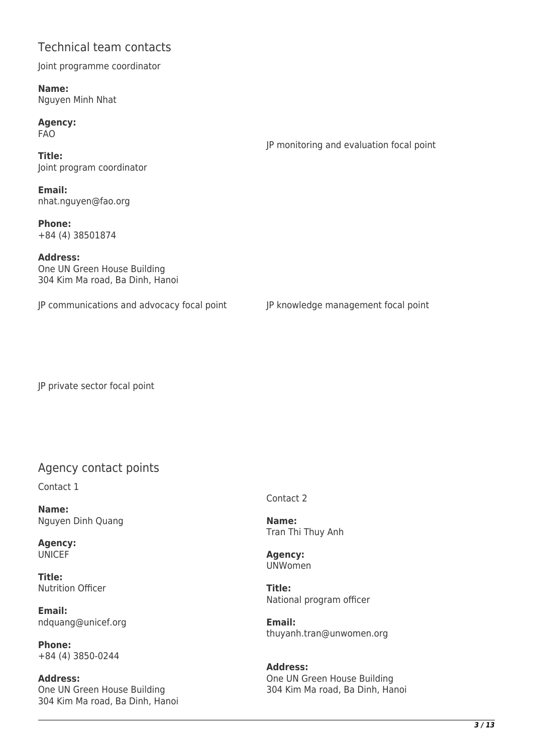## Technical team contacts

Joint programme coordinator

**Name:**
Nguyen Minh Nhat

**Agency:**
FAO

**Title:**
Joint program coordinator

**Email:**
nhat.nguyen@fao.org

**Phone:**
+84 (4) 38501874

**Address:**
One UN Green House Building
304 Kim Ma road, Ba Dinh, Hanoi

JP monitoring and evaluation focal point

JP communications and advocacy focal point

JP knowledge management focal point

JP private sector focal point

## Agency contact points

Contact 1

**Name:**
Nguyen Dinh Quang

**Agency:**
UNICEF

**Title:**
Nutrition Officer

**Email:**
ndquang@unicef.org

**Phone:**
+84 (4) 3850-0244

**Address:**
One UN Green House Building
304 Kim Ma road, Ba Dinh, Hanoi

Contact 2

**Name:**
Tran Thi Thuy Anh

**Agency:**
UNWomen

**Title:**
National program officer

**Email:**
thuyanh.tran@unwomen.org

**Address:**
One UN Green House Building
304 Kim Ma road, Ba Dinh, Hanoi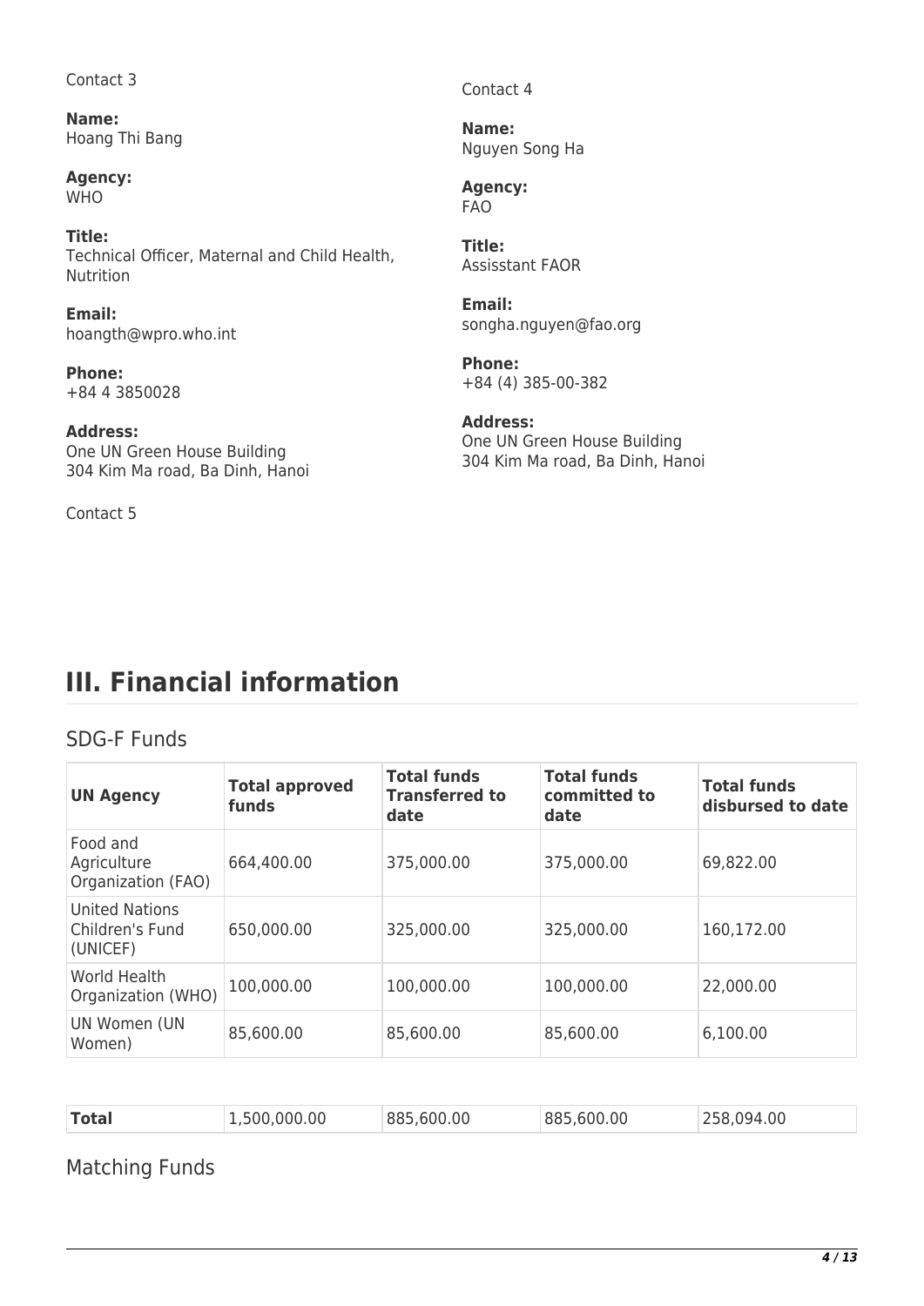Contact 3

**Name:**
Hoang Thi Bang

**Agency:**
WHO

**Title:**
Technical Officer, Maternal and Child Health, Nutrition

**Email:**
hoangth@wpro.who.int

**Phone:**
+84 4 3850028

**Address:**
One UN Green House Building
304 Kim Ma road, Ba Dinh, Hanoi

Contact 4

**Name:**
Nguyen Song Ha

**Agency:**
FAO

**Title:**
Assisstant FAOR

**Email:**
songha.nguyen@fao.org

**Phone:**
+84 (4) 385-00-382

**Address:**
One UN Green House Building
304 Kim Ma road, Ba Dinh, Hanoi

Contact 5

# III. Financial information

## SDG-F Funds

| UN Agency | Total approved funds | Total funds Transferred to date | Total funds committed to date | Total funds disbursed to date |
|---|---|---|---|---|
| Food and Agriculture Organization (FAO) | 664,400.00 | 375,000.00 | 375,000.00 | 69,822.00 |
| United Nations Children's Fund (UNICEF) | 650,000.00 | 325,000.00 | 325,000.00 | 160,172.00 |
| World Health Organization (WHO) | 100,000.00 | 100,000.00 | 100,000.00 | 22,000.00 |
| UN Women (UN Women) | 85,600.00 | 85,600.00 | 85,600.00 | 6,100.00 |
| **Total** | 1,500,000.00 | 885,600.00 | 885,600.00 | 258,094.00 |

## Matching Funds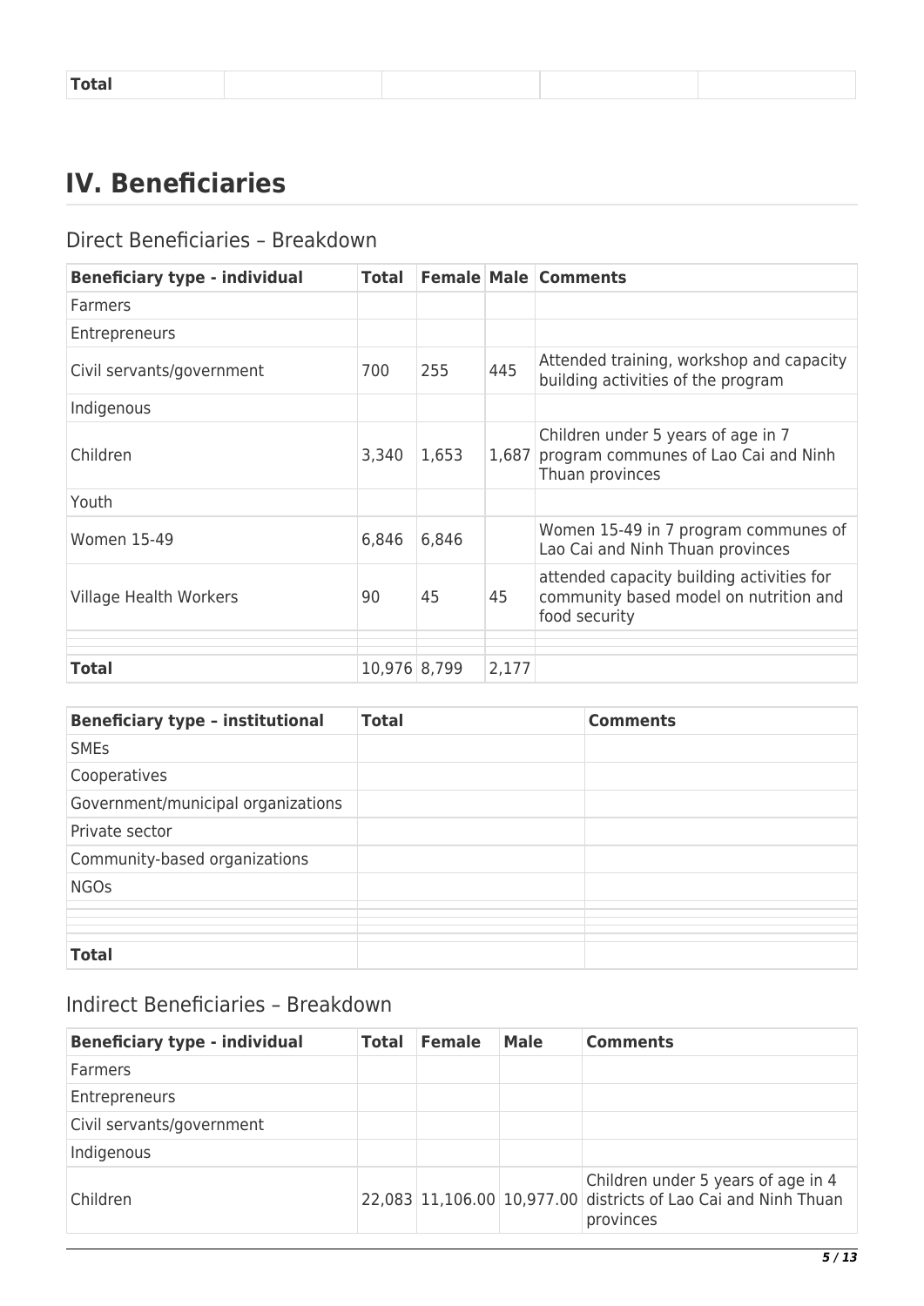| Total | | | | |
|---|---|---|---|---|

## IV. Beneficiaries

### Direct Beneficiaries – Breakdown

| Beneficiary type - individual | Total | Female | Male | Comments |
|---|---|---|---|---|
| Farmers | | | | |
| Entrepreneurs | | | | |
| Civil servants/government | 700 | 255 | 445 | Attended training, workshop and capacity building activities of the program |
| Indigenous | | | | |
| Children | 3,340 | 1,653 | 1,687 | Children under 5 years of age in 7 program communes of Lao Cai and Ninh Thuan provinces |
| Youth | | | | |
| Women 15-49 | 6,846 | 6,846 | | Women 15-49 in 7 program communes of Lao Cai and Ninh Thuan provinces |
| Village Health Workers | 90 | 45 | 45 | attended capacity building activities for community based model on nutrition and food security |
| | | | | |
| | | | | |
| **Total** | 10,976 | 8,799 | 2,177 | |

| Beneficiary type – institutional | Total | Comments |
|---|---|---|
| SMEs | | |
| Cooperatives | | |
| Government/municipal organizations | | |
| Private sector | | |
| Community-based organizations | | |
| NGOs | | |
| | | |
| | | |
| **Total** | | |

### Indirect Beneficiaries – Breakdown

| Beneficiary type - individual | Total | Female | Male | Comments |
|---|---|---|---|---|
| Farmers | | | | |
| Entrepreneurs | | | | |
| Civil servants/government | | | | |
| Indigenous | | | | |
| Children | 22,083 | 11,106.00 | 10,977.00 | Children under 5 years of age in 4 districts of Lao Cai and Ninh Thuan provinces |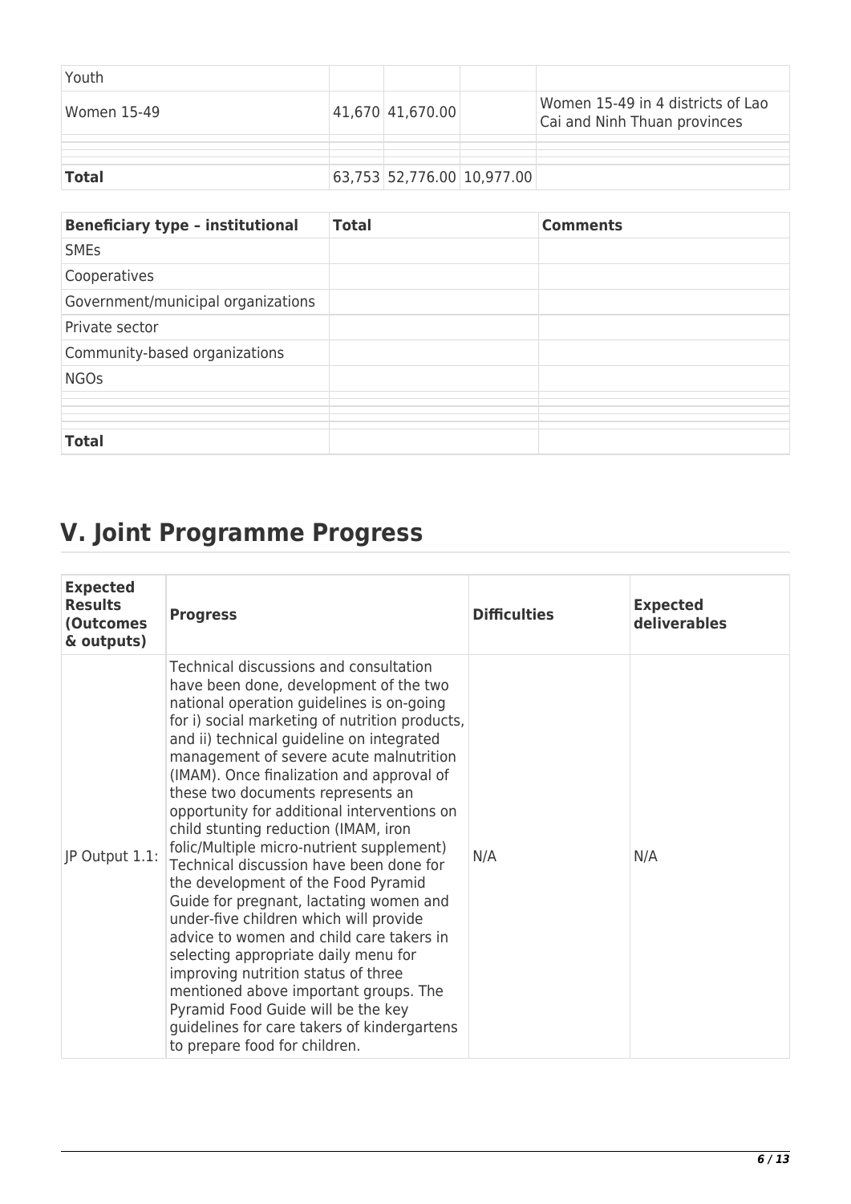| | | | | |
|---|---|---|---|---|
| Youth | | | | |
| Women 15-49 | | 41,670 | 41,670.00 | Women 15-49 in 4 districts of Lao Cai and Ninh Thuan provinces |
| | | | | |
| | | | | |
| **Total** | 63,753 | 52,776.00 | 10,977.00 | |

| Beneficiary type – institutional | Total | Comments |
|---|---|---|
| SMEs | | |
| Cooperatives | | |
| Government/municipal organizations | | |
| Private sector | | |
| Community-based organizations | | |
| NGOs | | |
| | | |
| | | |
| **Total** | | |

# V. Joint Programme Progress

| Expected Results (Outcomes & outputs) | Progress | Difficulties | Expected deliverables |
|---|---|---|---|
| JP Output 1.1: | Technical discussions and consultation have been done, development of the two national operation guidelines is on-going for i) social marketing of nutrition products, and ii) technical guideline on integrated management of severe acute malnutrition (IMAM). Once finalization and approval of these two documents represents an opportunity for additional interventions on child stunting reduction (IMAM, iron folic/Multiple micro-nutrient supplement) Technical discussion have been done for the development of the Food Pyramid Guide for pregnant, lactating women and under-five children which will provide advice to women and child care takers in selecting appropriate daily menu for improving nutrition status of three mentioned above important groups. The Pyramid Food Guide will be the key guidelines for care takers of kindergartens to prepare food for children. | N/A | N/A |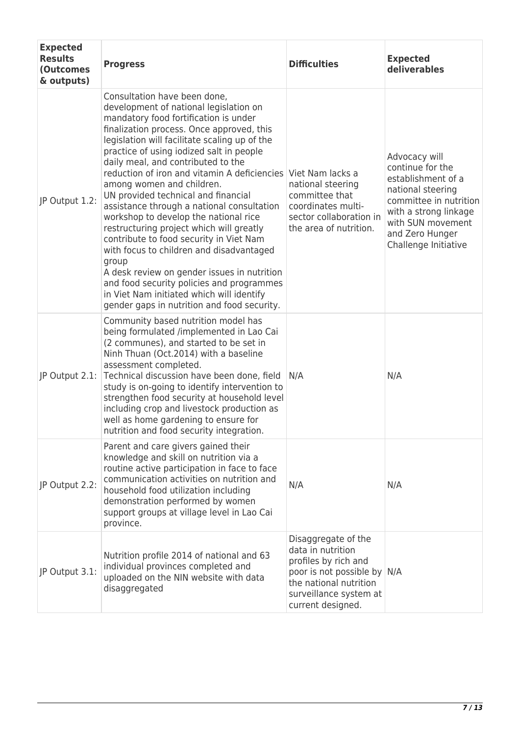| Expected Results (Outcomes & outputs) | Progress | Difficulties | Expected deliverables |
|---|---|---|---|
| JP Output 1.2: | Consultation have been done, development of national legislation on mandatory food fortification is under finalization process. Once approved, this legislation will facilitate scaling up of the practice of using iodized salt in people daily meal, and contributed to the reduction of iron and vitamin A deficiencies among women and children.<br>UN provided technical and financial assistance through a national consultation workshop to develop the national rice restructuring project which will greatly contribute to food security in Viet Nam with focus to children and disadvantaged group<br>A desk review on gender issues in nutrition and food security policies and programmes in Viet Nam initiated which will identify gender gaps in nutrition and food security. | Viet Nam lacks a national steering committee that coordinates multi-sector collaboration in the area of nutrition. | Advocacy will continue for the establishment of a national steering committee in nutrition with a strong linkage with SUN movement and Zero Hunger Challenge Initiative |
| JP Output 2.1: | Community based nutrition model has being formulated /implemented in Lao Cai (2 communes), and started to be set in Ninh Thuan (Oct.2014) with a baseline assessment completed.<br>Technical discussion have been done, field study is on-going to identify intervention to strengthen food security at household level including crop and livestock production as well as home gardening to ensure for nutrition and food security integration. | N/A | N/A |
| JP Output 2.2: | Parent and care givers gained their knowledge and skill on nutrition via a routine active participation in face to face communication activities on nutrition and household food utilization including demonstration performed by women support groups at village level in Lao Cai province. | N/A | N/A |
| JP Output 3.1: | Nutrition profile 2014 of national and 63 individual provinces completed and uploaded on the NIN website with data disaggregated | Disaggregate of the data in nutrition profiles by rich and poor is not possible by the national nutrition surveillance system at current designed. | N/A |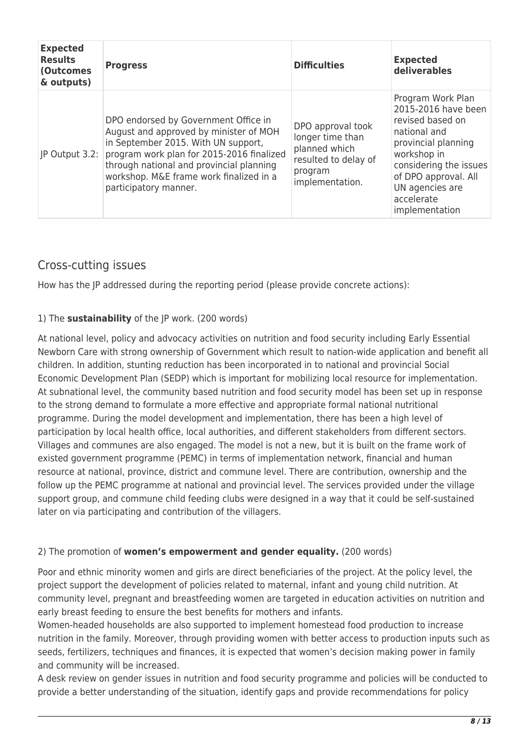| Expected Results (Outcomes & outputs) | Progress | Difficulties | Expected deliverables |
|---|---|---|---|
| JP Output 3.2: | DPO endorsed by Government Office in August and approved by minister of MOH in September 2015. With UN support, program work plan for 2015-2016 finalized through national and provincial planning workshop. M&E frame work finalized in a participatory manner. | DPO approval took longer time than planned which resulted to delay of program implementation. | Program Work Plan 2015-2016 have been revised based on national and provincial planning workshop in considering the issues of DPO approval. All UN agencies are accelerate implementation |

## Cross-cutting issues

How has the JP addressed during the reporting period (please provide concrete actions):

1) The **sustainability** of the JP work. (200 words)

At national level, policy and advocacy activities on nutrition and food security including Early Essential Newborn Care with strong ownership of Government which result to nation-wide application and benefit all children. In addition, stunting reduction has been incorporated in to national and provincial Social Economic Development Plan (SEDP) which is important for mobilizing local resource for implementation. At subnational level, the community based nutrition and food security model has been set up in response to the strong demand to formulate a more effective and appropriate formal national nutritional programme. During the model development and implementation, there has been a high level of participation by local health office, local authorities, and different stakeholders from different sectors. Villages and communes are also engaged. The model is not a new, but it is built on the frame work of existed government programme (PEMC) in terms of implementation network, financial and human resource at national, province, district and commune level. There are contribution, ownership and the follow up the PEMC programme at national and provincial level. The services provided under the village support group, and commune child feeding clubs were designed in a way that it could be self-sustained later on via participating and contribution of the villagers.

2) The promotion of **women's empowerment and gender equality.** (200 words)

Poor and ethnic minority women and girls are direct beneficiaries of the project. At the policy level, the project support the development of policies related to maternal, infant and young child nutrition. At community level, pregnant and breastfeeding women are targeted in education activities on nutrition and early breast feeding to ensure the best benefits for mothers and infants.
Women-headed households are also supported to implement homestead food production to increase nutrition in the family. Moreover, through providing women with better access to production inputs such as seeds, fertilizers, techniques and finances, it is expected that women's decision making power in family and community will be increased.
A desk review on gender issues in nutrition and food security programme and policies will be conducted to provide a better understanding of the situation, identify gaps and provide recommendations for policy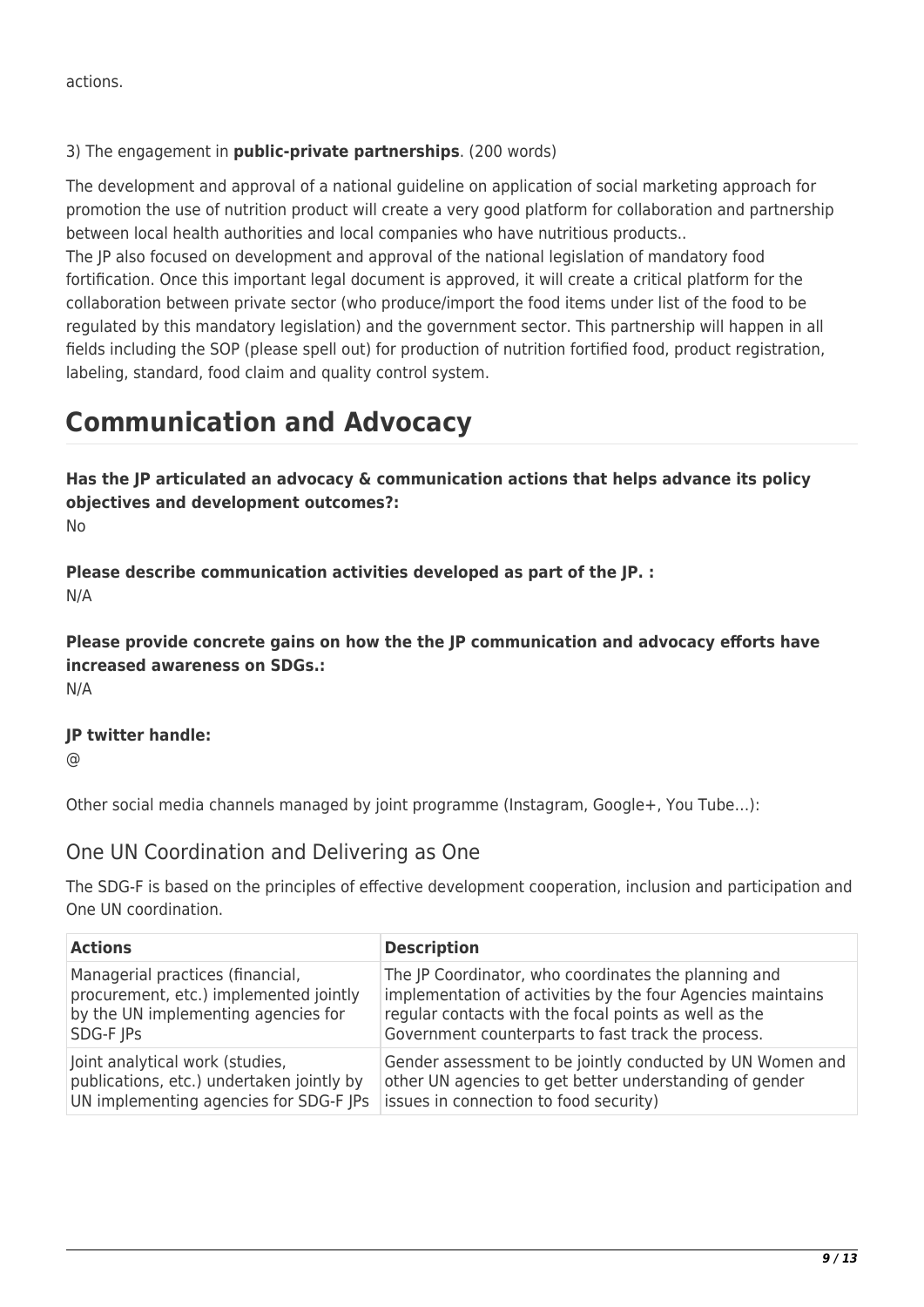actions.

3) The engagement in **public-private partnerships**. (200 words)

The development and approval of a national guideline on application of social marketing approach for promotion the use of nutrition product will create a very good platform for collaboration and partnership between local health authorities and local companies who have nutritious products..
The JP also focused on development and approval of the national legislation of mandatory food fortification. Once this important legal document is approved, it will create a critical platform for the collaboration between private sector (who produce/import the food items under list of the food to be regulated by this mandatory legislation) and the government sector. This partnership will happen in all fields including the SOP (please spell out) for production of nutrition fortified food, product registration, labeling, standard, food claim and quality control system.

# Communication and Advocacy

**Has the JP articulated an advocacy & communication actions that helps advance its policy objectives and development outcomes?:**
No

**Please describe communication activities developed as part of the JP. :**
N/A

**Please provide concrete gains on how the the JP communication and advocacy efforts have increased awareness on SDGs.:**
N/A

**JP twitter handle:**
@

Other social media channels managed by joint programme (Instagram, Google+, You Tube…):

## One UN Coordination and Delivering as One

The SDG-F is based on the principles of effective development cooperation, inclusion and participation and One UN coordination.

| **Actions** | **Description** |
|---|---|
| Managerial practices (financial, procurement, etc.) implemented jointly by the UN implementing agencies for SDG-F JPs | The JP Coordinator, who coordinates the planning and implementation of activities by the four Agencies maintains regular contacts with the focal points as well as the Government counterparts to fast track the process. |
| Joint analytical work (studies, publications, etc.) undertaken jointly by UN implementing agencies for SDG-F JPs | Gender assessment to be jointly conducted by UN Women and other UN agencies to get better understanding of gender issues in connection to food security) |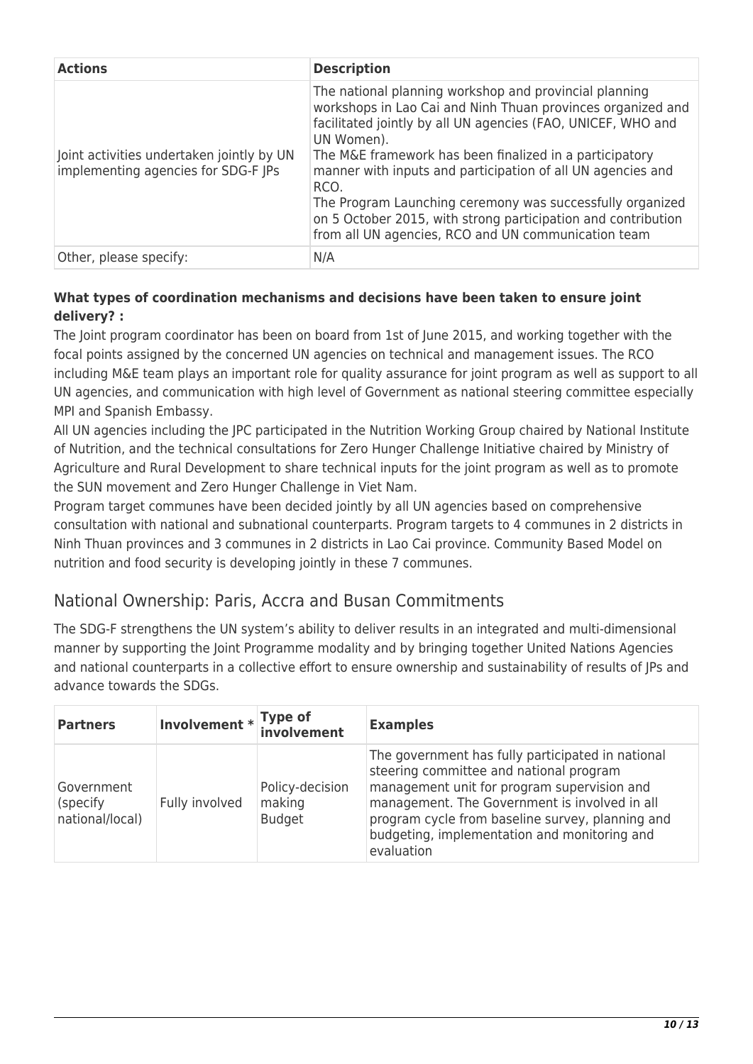| Actions | Description |
| --- | --- |
| Joint activities undertaken jointly by UN implementing agencies for SDG-F JPs | The national planning workshop and provincial planning workshops in Lao Cai and Ninh Thuan provinces organized and facilitated jointly by all UN agencies (FAO, UNICEF, WHO and UN Women).<br>The M&E framework has been finalized in a participatory manner with inputs and participation of all UN agencies and RCO.<br>The Program Launching ceremony was successfully organized on 5 October 2015, with strong participation and contribution from all UN agencies, RCO and UN communication team |
| Other, please specify: | N/A |

**What types of coordination mechanisms and decisions have been taken to ensure joint delivery? :**

The Joint program coordinator has been on board from 1st of June 2015, and working together with the focal points assigned by the concerned UN agencies on technical and management issues. The RCO including M&E team plays an important role for quality assurance for joint program as well as support to all UN agencies, and communication with high level of Government as national steering committee especially MPI and Spanish Embassy.

All UN agencies including the JPC participated in the Nutrition Working Group chaired by National Institute of Nutrition, and the technical consultations for Zero Hunger Challenge Initiative chaired by Ministry of Agriculture and Rural Development to share technical inputs for the joint program as well as to promote the SUN movement and Zero Hunger Challenge in Viet Nam.

Program target communes have been decided jointly by all UN agencies based on comprehensive consultation with national and subnational counterparts. Program targets to 4 communes in 2 districts in Ninh Thuan provinces and 3 communes in 2 districts in Lao Cai province. Community Based Model on nutrition and food security is developing jointly in these 7 communes.

## National Ownership: Paris, Accra and Busan Commitments

The SDG-F strengthens the UN system's ability to deliver results in an integrated and multi-dimensional manner by supporting the Joint Programme modality and by bringing together United Nations Agencies and national counterparts in a collective effort to ensure ownership and sustainability of results of JPs and advance towards the SDGs.

| Partners | Involvement * | Type of involvement | Examples |
| --- | --- | --- | --- |
| Government (specify national/local) | Fully involved | Policy-decision making<br>Budget | The government has fully participated in national steering committee and national program management unit for program supervision and management. The Government is involved in all program cycle from baseline survey, planning and budgeting, implementation and monitoring and evaluation |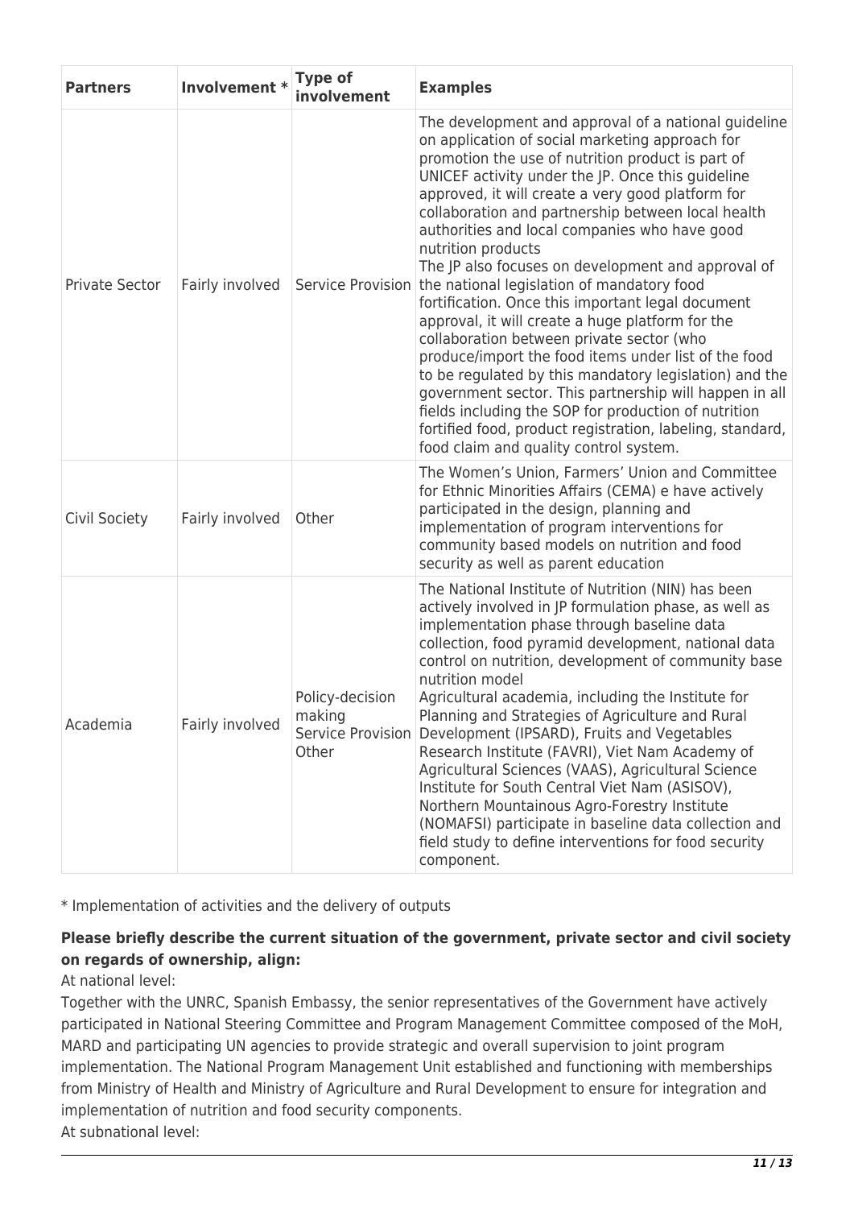| Partners | Involvement * | Type of involvement | Examples |
| --- | --- | --- | --- |
| Private Sector | Fairly involved | Service Provision | The development and approval of a national guideline on application of social marketing approach for promotion the use of nutrition product is part of UNICEF activity under the JP. Once this guideline approved, it will create a very good platform for collaboration and partnership between local health authorities and local companies who have good nutrition products<br>The JP also focuses on development and approval of the national legislation of mandatory food fortification. Once this important legal document approval, it will create a huge platform for the collaboration between private sector (who produce/import the food items under list of the food to be regulated by this mandatory legislation) and the government sector. This partnership will happen in all fields including the SOP for production of nutrition fortified food, product registration, labeling, standard, food claim and quality control system. |
| Civil Society | Fairly involved | Other | The Women's Union, Farmers' Union and Committee for Ethnic Minorities Affairs (CEMA) e have actively participated in the design, planning and implementation of program interventions for community based models on nutrition and food security as well as parent education |
| Academia | Fairly involved | Policy-decision making<br>Service Provision<br>Other | The National Institute of Nutrition (NIN) has been actively involved in JP formulation phase, as well as implementation phase through baseline data collection, food pyramid development, national data control on nutrition, development of community base nutrition model<br>Agricultural academia, including the Institute for Planning and Strategies of Agriculture and Rural Development (IPSARD), Fruits and Vegetables Research Institute (FAVRI), Viet Nam Academy of Agricultural Sciences (VAAS), Agricultural Science Institute for South Central Viet Nam (ASISOV), Northern Mountainous Agro-Forestry Institute (NOMAFSI) participate in baseline data collection and field study to define interventions for food security component. |

* Implementation of activities and the delivery of outputs

**Please briefly describe the current situation of the government, private sector and civil society on regards of ownership, align:**

At national level:

Together with the UNRC, Spanish Embassy, the senior representatives of the Government have actively participated in National Steering Committee and Program Management Committee composed of the MoH, MARD and participating UN agencies to provide strategic and overall supervision to joint program implementation. The National Program Management Unit established and functioning with memberships from Ministry of Health and Ministry of Agriculture and Rural Development to ensure for integration and implementation of nutrition and food security components.

At subnational level: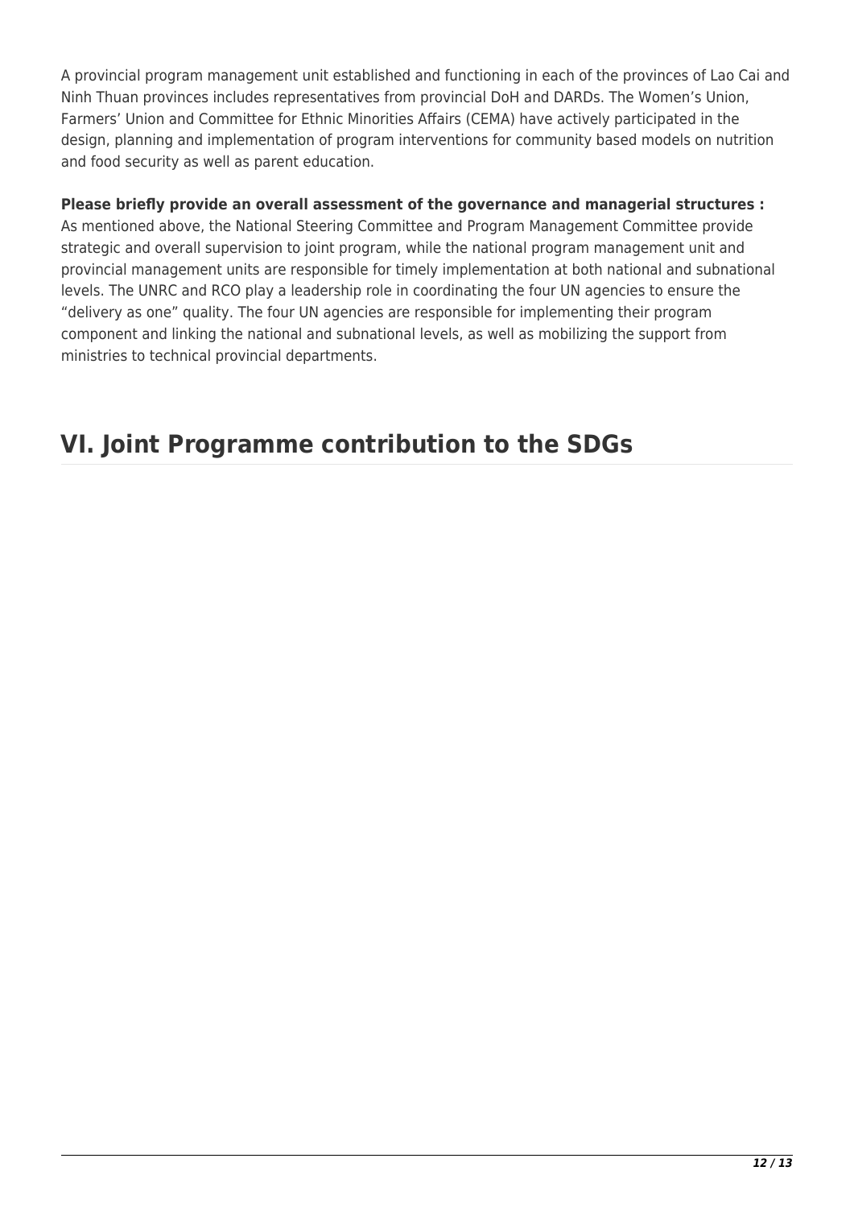A provincial program management unit established and functioning in each of the provinces of Lao Cai and Ninh Thuan provinces includes representatives from provincial DoH and DARDs. The Women's Union, Farmers' Union and Committee for Ethnic Minorities Affairs (CEMA) have actively participated in the design, planning and implementation of program interventions for community based models on nutrition and food security as well as parent education.

**Please briefly provide an overall assessment of the governance and managerial structures :**
As mentioned above, the National Steering Committee and Program Management Committee provide strategic and overall supervision to joint program, while the national program management unit and provincial management units are responsible for timely implementation at both national and subnational levels. The UNRC and RCO play a leadership role in coordinating the four UN agencies to ensure the "delivery as one" quality. The four UN agencies are responsible for implementing their program component and linking the national and subnational levels, as well as mobilizing the support from ministries to technical provincial departments.

# VI. Joint Programme contribution to the SDGs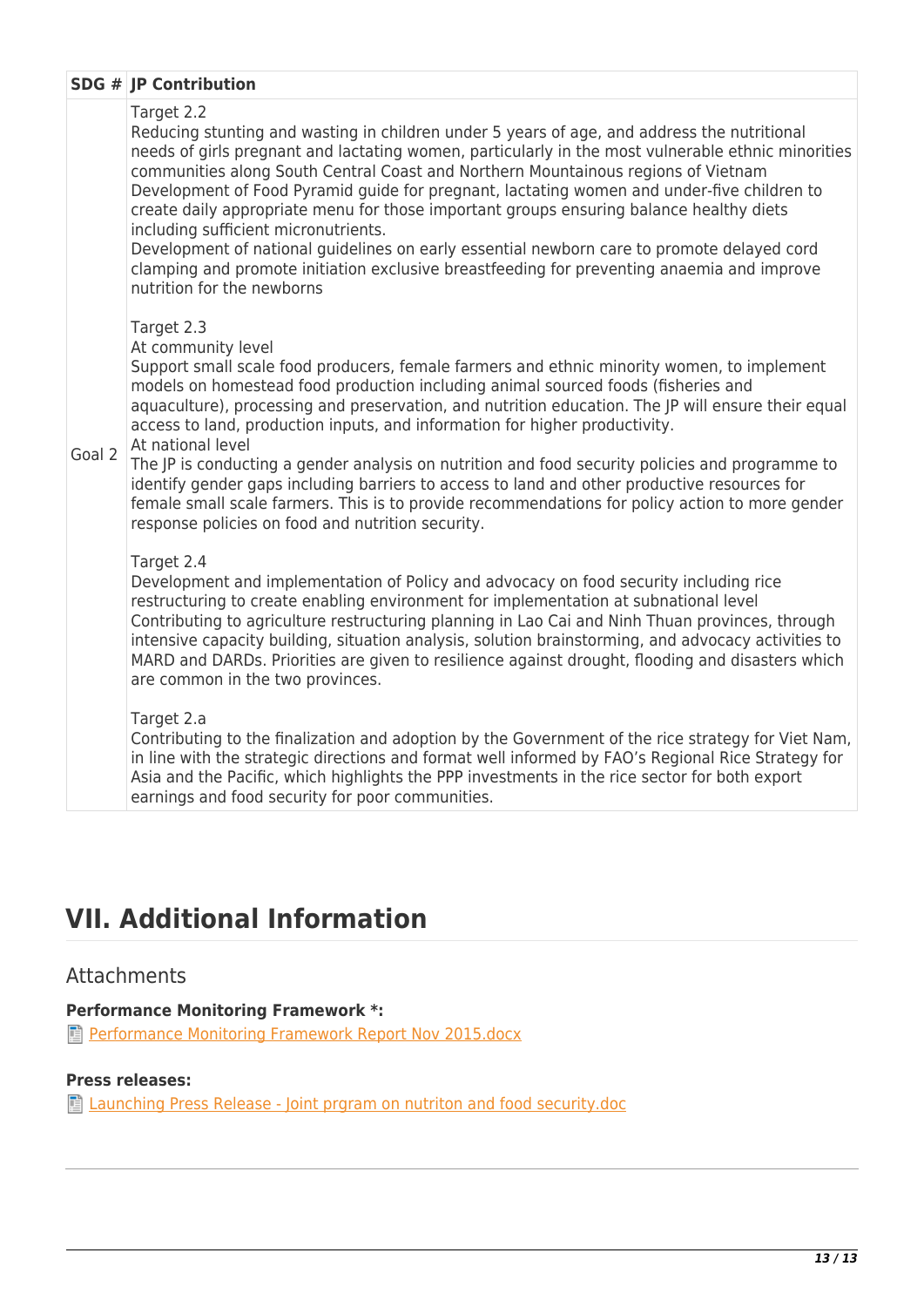| SDG # | JP Contribution |
|---|---|
| Goal 2 | Target 2.2<br>Reducing stunting and wasting in children under 5 years of age, and address the nutritional needs of girls pregnant and lactating women, particularly in the most vulnerable ethnic minorities communities along South Central Coast and Northern Mountainous regions of Vietnam<br>Development of Food Pyramid guide for pregnant, lactating women and under-five children to create daily appropriate menu for those important groups ensuring balance healthy diets including sufficient micronutrients.<br>Development of national guidelines on early essential newborn care to promote delayed cord clamping and promote initiation exclusive breastfeeding for preventing anaemia and improve nutrition for the newborns<br><br>Target 2.3<br>At community level<br>Support small scale food producers, female farmers and ethnic minority women, to implement models on homestead food production including animal sourced foods (fisheries and aquaculture), processing and preservation, and nutrition education. The JP will ensure their equal access to land, production inputs, and information for higher productivity.<br>At national level<br>The JP is conducting a gender analysis on nutrition and food security policies and programme to identify gender gaps including barriers to access to land and other productive resources for female small scale farmers. This is to provide recommendations for policy action to more gender response policies on food and nutrition security.<br><br>Target 2.4<br>Development and implementation of Policy and advocacy on food security including rice restructuring to create enabling environment for implementation at subnational level<br>Contributing to agriculture restructuring planning in Lao Cai and Ninh Thuan provinces, through intensive capacity building, situation analysis, solution brainstorming, and advocacy activities to MARD and DARDs. Priorities are given to resilience against drought, flooding and disasters which are common in the two provinces.<br><br>Target 2.a<br>Contributing to the finalization and adoption by the Government of the rice strategy for Viet Nam, in line with the strategic directions and format well informed by FAO's Regional Rice Strategy for Asia and the Pacific, which highlights the PPP investments in the rice sector for both export earnings and food security for poor communities. |

# VII. Additional Information

## Attachments

**Performance Monitoring Framework *:**

Performance Monitoring Framework Report Nov 2015.docx

**Press releases:**

Launching Press Release - Joint prgram on nutriton and food security.doc